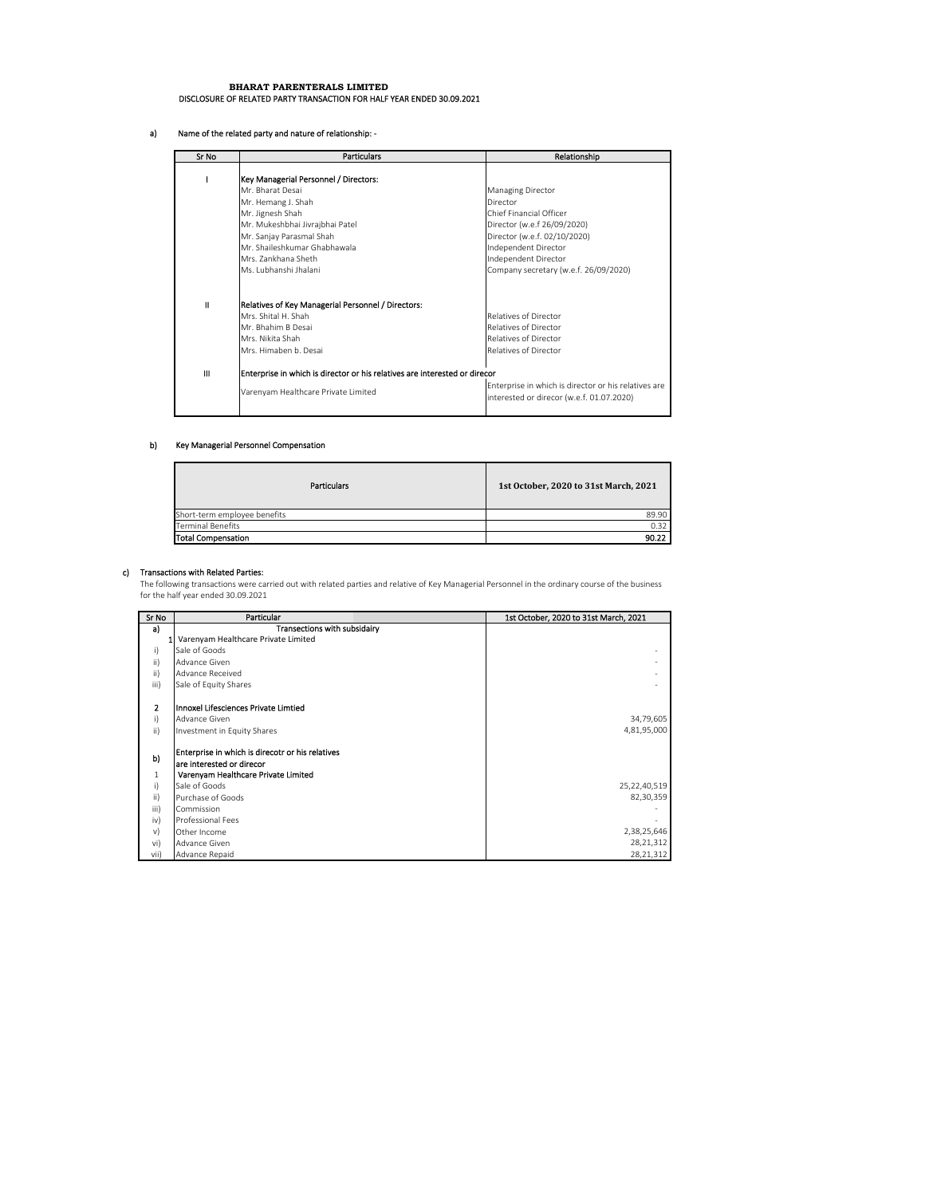**BHARAT PARENTERALS LIMITED**

DISCLOSURE OF RELATED PARTY TRANSACTION FOR HALF YEAR ENDED 30.09.2021

a) Name of the related party and nature of relationship: -

| Sr No | Particulars | Relationship |
|---|---|---|
| I | **Key Managerial Personnel / Directors:** | |
| | Mr. Bharat Desai | Managing Director |
| | Mr. Hemang J. Shah | Director |
| | Mr. Jignesh Shah | Chief Financial Officer |
| | Mr. Mukeshbhai Jivrajbhai Patel | Director (w.e.f 26/09/2020) |
| | Mr. Sanjay Parasmal Shah | Director (w.e.f. 02/10/2020) |
| | Mr. Shaileshkumar Ghabhawala | Independent Director |
| | Mrs. Zankhana Sheth | Independent Director |
| | Ms. Lubhanshi Jhalani | Company secretary (w.e.f. 26/09/2020) |
| II | **Relatives of Key Managerial Personnel / Directors:** | |
| | Mrs. Shital H. Shah | Relatives of Director |
| | Mr. Bhahim B Desai | Relatives of Director |
| | Mrs. Nikita Shah | Relatives of Director |
| | Mrs. Himaben b. Desai | Relatives of Director |
| III | **Enterprise in which is director or his relatives are interested or direcor** | |
| | Varenyam Healthcare Private Limited | Enterprise in which is director or his relatives are interested or direcor (w.e.f. 01.07.2020) |

b) Key Managerial Personnel Compensation

| Particulars | 1st October, 2020 to 31st March, 2021 |
|---|---|
| Short-term employee benefits | 89.90 |
| Terminal Benefits | 0.32 |
| **Total Compensation** | **90.22** |

c) Transactions with Related Parties:

The following transactions were carried out with related parties and relative of Key Managerial Personnel in the ordinary course of the business for the half year ended 30.09.2021

| Sr No | Particular | 1st October, 2020 to 31st March, 2021 |
|---|---|---|
| **a)** | **Transections with subsidairy** | |
| 1 | Varenyam Healthcare Private Limited | |
| i) | Sale of Goods | - |
| ii) | Advance Given | - |
| ii) | Advance Received | - |
| iii) | Sale of Equity Shares | - |
| **2** | **Innoxel Lifesciences Private Limtied** | |
| i) | Advance Given | 34,79,605 |
| ii) | Investment in Equity Shares | 4,81,95,000 |
| **b)** | **Enterprise in which is direcotr or his relatives are interested or direcor** | |
| 1 | **Varenyam Healthcare Private Limited** | |
| i) | Sale of Goods | 25,22,40,519 |
| ii) | Purchase of Goods | 82,30,359 |
| iii) | Commission | - |
| iv) | Professional Fees | - |
| v) | Other Income | 2,38,25,646 |
| vi) | Advance Given | 28,21,312 |
| vii) | Advance Repaid | 28,21,312 |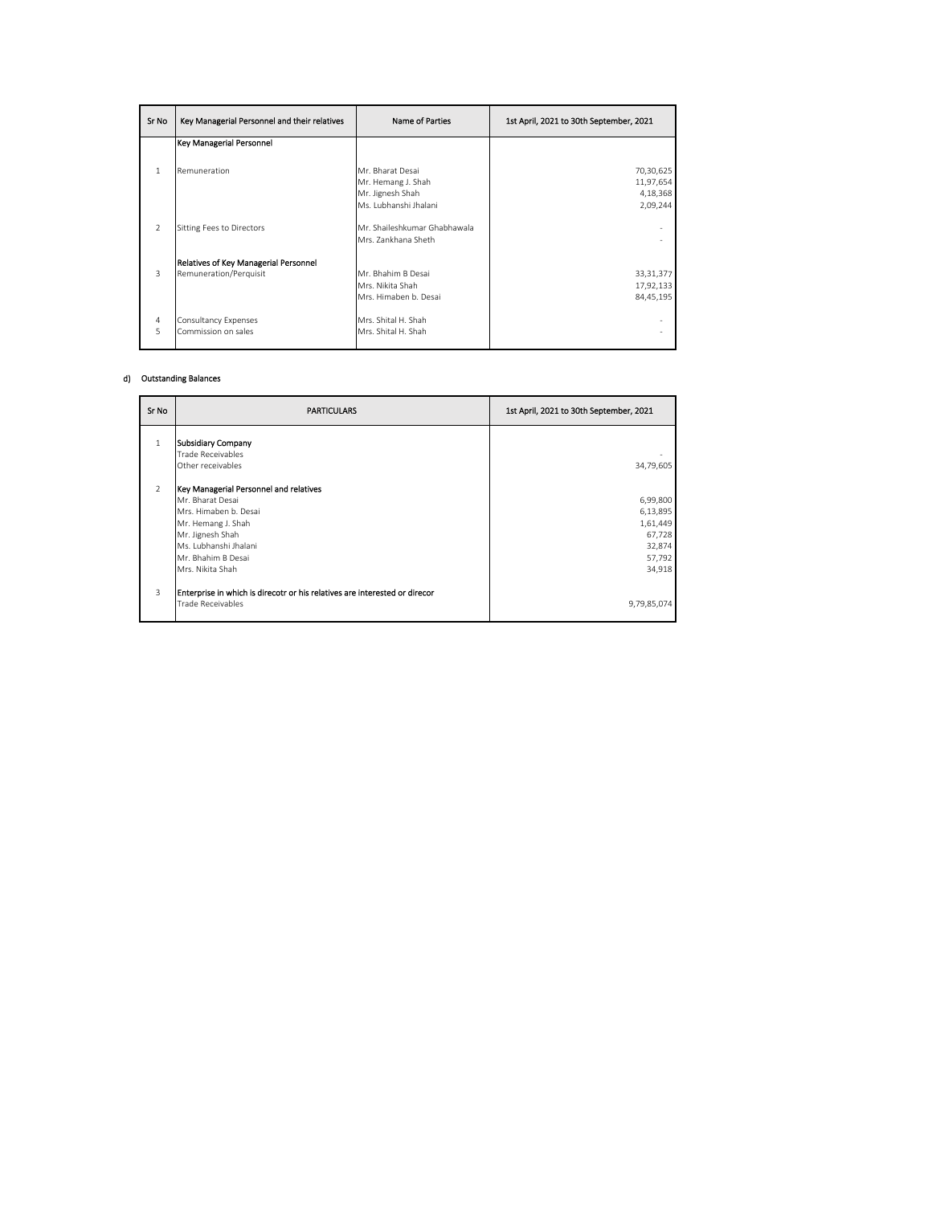| Sr No | Key Managerial Personnel and their relatives | Name of Parties | 1st April, 2021 to 30th September, 2021 |
|---|---|---|---|
| | **Key Managerial Personnel** | | |
| 1 | Remuneration | Mr. Bharat Desai | 70,30,625 |
| | | Mr. Hemang J. Shah | 11,97,654 |
| | | Mr. Jignesh Shah | 4,18,368 |
| | | Ms. Lubhanshi Jhalani | 2,09,244 |
| 2 | Sitting Fees to Directors | Mr. Shaileshkumar Ghabhawala | - |
| | | Mrs. Zankhana Sheth | - |
| | **Relatives of Key Managerial Personnel** | | |
| 3 | Remuneration/Perquisit | Mr. Bhahim B Desai | 33,31,377 |
| | | Mrs. Nikita Shah | 17,92,133 |
| | | Mrs. Himaben b. Desai | 84,45,195 |
| 4 | Consultancy Expenses | Mrs. Shital H. Shah | - |
| 5 | Commission on sales | Mrs. Shital H. Shah | - |

d) Outstanding Balances

| Sr No | PARTICULARS | 1st April, 2021 to 30th September, 2021 |
|---|---|---|
| 1 | **Subsidiary Company** | |
| | Trade Receivables | - |
| | Other receivables | 34,79,605 |
| 2 | **Key Managerial Personnel and relatives** | |
| | Mr. Bharat Desai | 6,99,800 |
| | Mrs. Himaben b. Desai | 6,13,895 |
| | Mr. Hemang J. Shah | 1,61,449 |
| | Mr. Jignesh Shah | 67,728 |
| | Ms. Lubhanshi Jhalani | 32,874 |
| | Mr. Bhahim B Desai | 57,792 |
| | Mrs. Nikita Shah | 34,918 |
| 3 | **Enterprise in which is direcotr or his relatives are interested or direcor** | |
| | Trade Receivables | 9,79,85,074 |